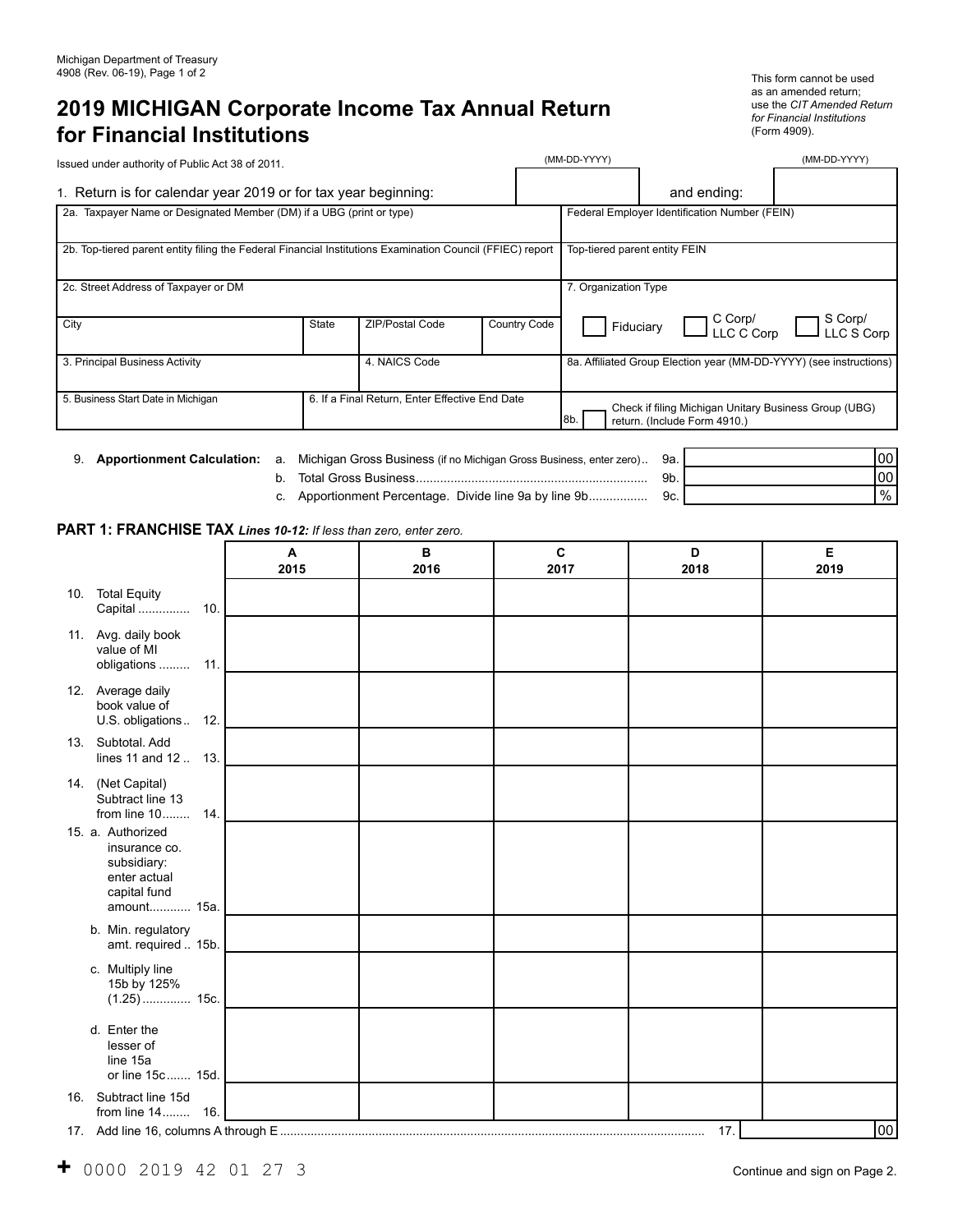Michigan Department of Treasury
4908 (Rev. 06-19), Page 1 of 2

# 2019 MICHIGAN Corporate Income Tax Annual Return for Financial Institutions

This form cannot be used as an amended return; use the *CIT Amended Return for Financial Institutions* (Form 4909).

Issued under authority of Public Act 38 of 2011.

| | | | |
|---|---|---|---|
| 1. Return is for calendar year 2019 or for tax year beginning: | (MM-DD-YYYY) | and ending: | (MM-DD-YYYY) |

| | | | | |
|---|---|---|---|---|
| 2a. Taxpayer Name or Designated Member (DM) if a UBG (print or type) | | | | Federal Employer Identification Number (FEIN) |
| 2b. Top-tiered parent entity filing the Federal Financial Institutions Examination Council (FFIEC) report | | | | Top-tiered parent entity FEIN |
| 2c. Street Address of Taxpayer or DM | | | | 7. Organization Type |
| City | State | ZIP/Postal Code | Country Code | ☐ Fiduciary ☐ C Corp/ LLC C Corp ☐ S Corp/ LLC S Corp |
| 3. Principal Business Activity | | 4. NAICS Code | | 8a. Affiliated Group Election year (MM-DD-YYYY) (see instructions) |
| 5. Business Start Date in Michigan | 6. If a Final Return, Enter Effective End Date | | | 8b. ☐ Check if filing Michigan Unitary Business Group (UBG) return. (Include Form 4910.) |

9. **Apportionment Calculation:**

| | | | |
|---|---|---|---|
| a. | Michigan Gross Business (if no Michigan Gross Business, enter zero) | 9a. | 00 |
| b. | Total Gross Business | 9b. | 00 |
| c. | Apportionment Percentage. Divide line 9a by line 9b | 9c. | % |

## PART 1: FRANCHISE TAX *Lines 10-12: If less than zero, enter zero.*

| | A 2015 | B 2016 | C 2017 | D 2018 | E 2019 |
|---|---|---|---|---|---|
| 10. Total Equity Capital ............... 10. | | | | | |
| 11. Avg. daily book value of MI obligations ......... 11. | | | | | |
| 12. Average daily book value of U.S. obligations .. 12. | | | | | |
| 13. Subtotal. Add lines 11 and 12 .. 13. | | | | | |
| 14. (Net Capital) Subtract line 13 from line 10........ 14. | | | | | |
| 15. a. Authorized insurance co. subsidiary: enter actual capital fund amount............ 15a. | | | | | |
| b. Min. regulatory amt. required .. 15b. | | | | | |
| c. Multiply line 15b by 125% (1.25) .............. 15c. | | | | | |
| d. Enter the lesser of line 15a or line 15c....... 15d. | | | | | |
| 16. Subtract line 15d from line 14........ 16. | | | | | |

| | | |
|---|---|---|
| 17. Add line 16, columns A through E | 17. | 00 |

+ 0000 2019 42 01 27 3

Continue and sign on Page 2.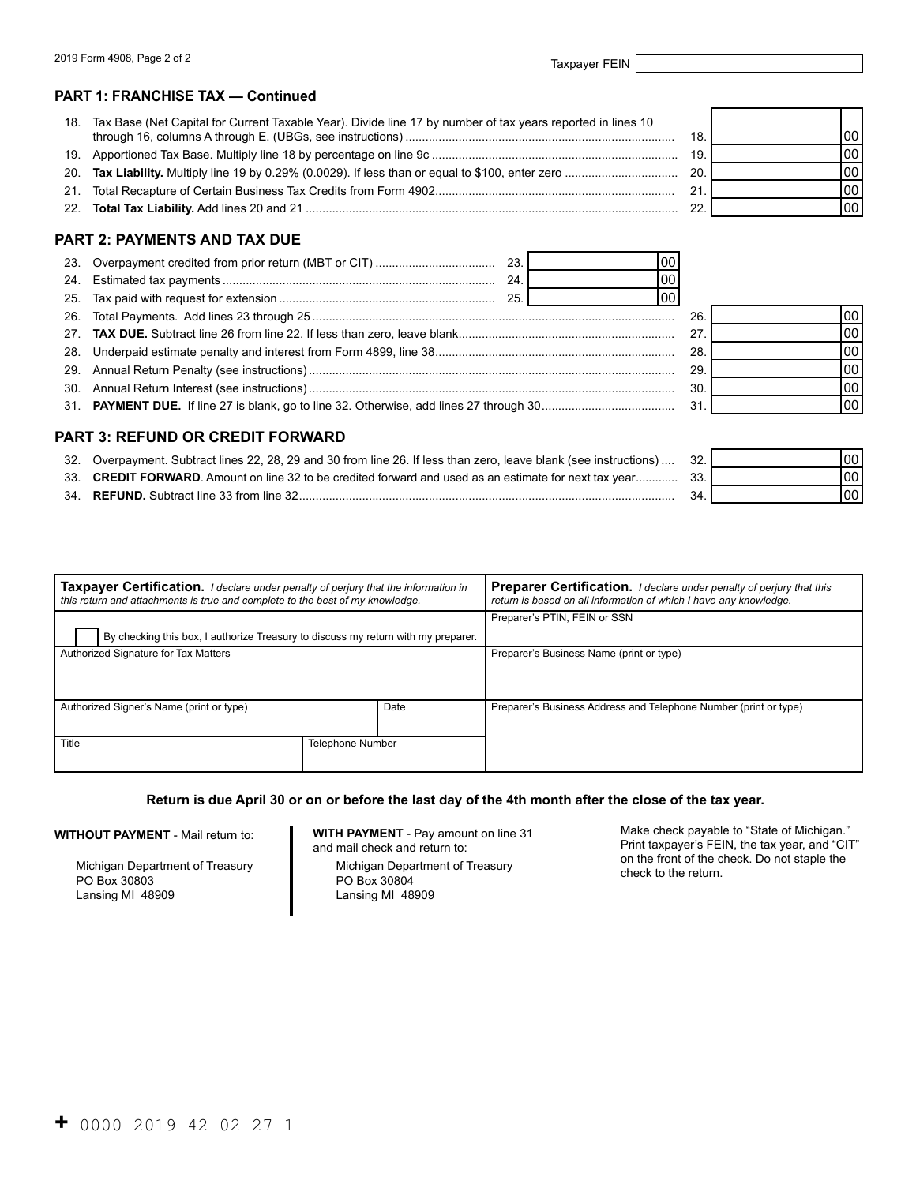Taxpayer FEIN

## PART 1: FRANCHISE TAX — Continued

| Line | Description | | Amount |
|---|---|---|---|
| 18. | Tax Base (Net Capital for Current Taxable Year). Divide line 17 by number of tax years reported in lines 10 through 16, columns A through E. (UBGs, see instructions) | 18. | 00 |
| 19. | Apportioned Tax Base. Multiply line 18 by percentage on line 9c | 19. | 00 |
| 20. | **Tax Liability.** Multiply line 19 by 0.29% (0.0029). If less than or equal to $100, enter zero | 20. | 00 |
| 21. | Total Recapture of Certain Business Tax Credits from Form 4902 | 21. | 00 |
| 22. | **Total Tax Liability.** Add lines 20 and 21 | 22. | 00 |

## PART 2: PAYMENTS AND TAX DUE

| Line | Description | | Amount | | Amount |
|---|---|---|---|---|---|
| 23. | Overpayment credited from prior return (MBT or CIT) | 23. | 00 | | |
| 24. | Estimated tax payments | 24. | 00 | | |
| 25. | Tax paid with request for extension | 25. | 00 | | |
| 26. | Total Payments. Add lines 23 through 25 | | | 26. | 00 |
| 27. | **TAX DUE.** Subtract line 26 from line 22. If less than zero, leave blank | | | 27. | 00 |
| 28. | Underpaid estimate penalty and interest from Form 4899, line 38 | | | 28. | 00 |
| 29. | Annual Return Penalty (see instructions) | | | 29. | 00 |
| 30. | Annual Return Interest (see instructions) | | | 30. | 00 |
| 31. | **PAYMENT DUE.** If line 27 is blank, go to line 32. Otherwise, add lines 27 through 30 | | | 31. | 00 |

## PART 3: REFUND OR CREDIT FORWARD

| Line | Description | | Amount |
|---|---|---|---|
| 32. | Overpayment. Subtract lines 22, 28, 29 and 30 from line 26. If less than zero, leave blank (see instructions) | 32. | 00 |
| 33. | **CREDIT FORWARD**. Amount on line 32 to be credited forward and used as an estimate for next tax year | 33. | 00 |
| 34. | **REFUND.** Subtract line 33 from line 32 | 34. | 00 |

**Taxpayer Certification.** *I declare under penalty of perjury that the information in this return and attachments is true and complete to the best of my knowledge.*

☐ By checking this box, I authorize Treasury to discuss my return with my preparer.

Authorized Signature for Tax Matters

Authorized Signer's Name (print or type) | Date

Title | Telephone Number

**Preparer Certification.** *I declare under penalty of perjury that this return is based on all information of which I have any knowledge.*

Preparer's PTIN, FEIN or SSN

Preparer's Business Name (print or type)

Preparer's Business Address and Telephone Number (print or type)

**Return is due April 30 or on or before the last day of the 4th month after the close of the tax year.**

**WITHOUT PAYMENT** - Mail return to:

Michigan Department of Treasury
PO Box 30803
Lansing MI 48909

**WITH PAYMENT** - Pay amount on line 31 and mail check and return to:

Michigan Department of Treasury
PO Box 30804
Lansing MI 48909

Make check payable to "State of Michigan." Print taxpayer's FEIN, the tax year, and "CIT" on the front of the check. Do not staple the check to the return.

+ 0000 2019 42 02 27 1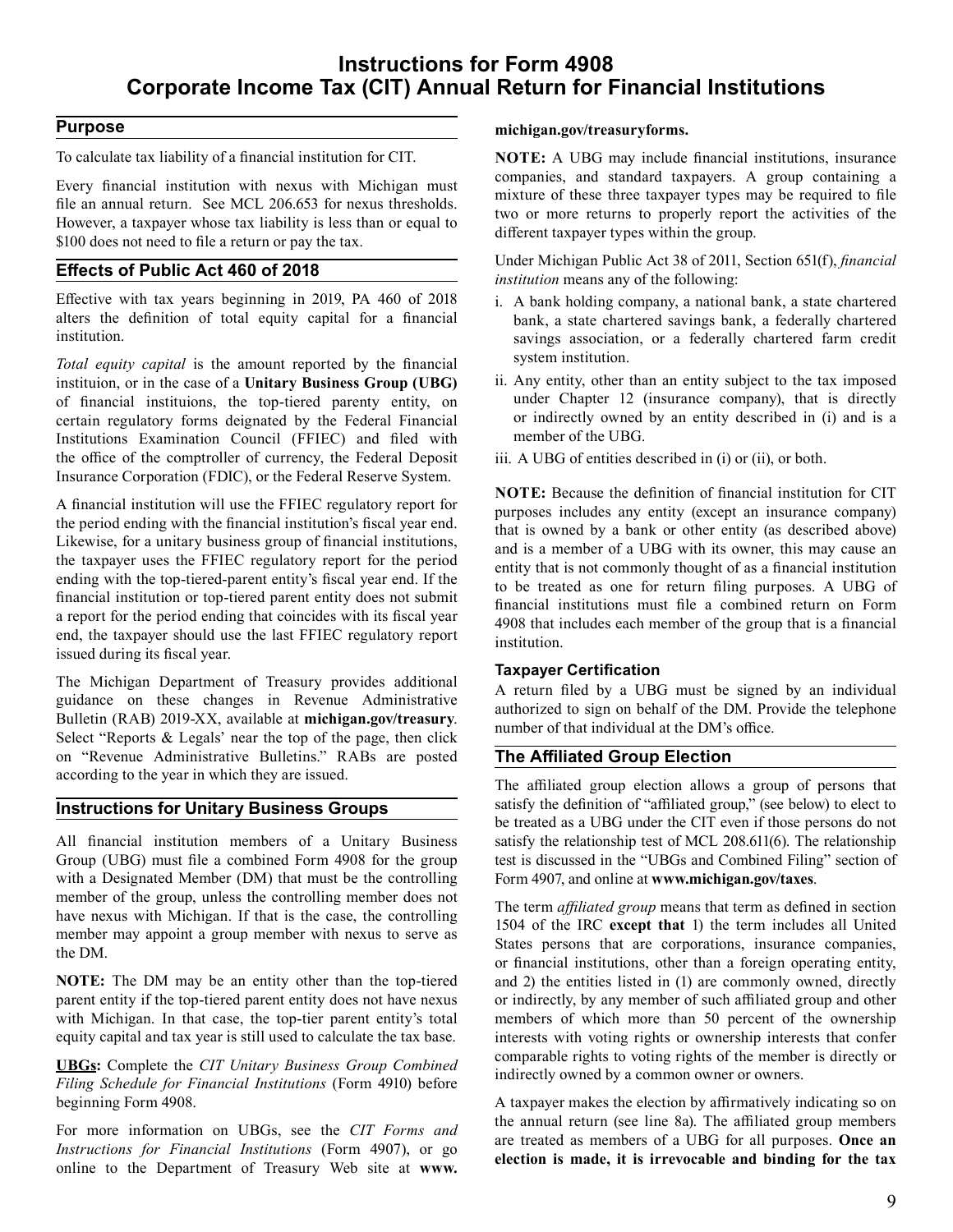# Instructions for Form 4908
# Corporate Income Tax (CIT) Annual Return for Financial Institutions

## Purpose

To calculate tax liability of a financial institution for CIT.

Every financial institution with nexus with Michigan must file an annual return. See MCL 206.653 for nexus thresholds. However, a taxpayer whose tax liability is less than or equal to $100 does not need to file a return or pay the tax.

## Effects of Public Act 460 of 2018

Effective with tax years beginning in 2019, PA 460 of 2018 alters the definition of total equity capital for a financial institution.

*Total equity capital* is the amount reported by the financial instituion, or in the case of a **Unitary Business Group (UBG)** of financial instituions, the top-tiered parenty entity, on certain regulatory forms deignated by the Federal Financial Institutions Examination Council (FFIEC) and filed with the office of the comptroller of currency, the Federal Deposit Insurance Corporation (FDIC), or the Federal Reserve System.

A financial institution will use the FFIEC regulatory report for the period ending with the financial institution's fiscal year end. Likewise, for a unitary business group of financial institutions, the taxpayer uses the FFIEC regulatory report for the period ending with the top-tiered-parent entity's fiscal year end. If the financial institution or top-tiered parent entity does not submit a report for the period ending that coincides with its fiscal year end, the taxpayer should use the last FFIEC regulatory report issued during its fiscal year.

The Michigan Department of Treasury provides additional guidance on these changes in Revenue Administrative Bulletin (RAB) 2019-XX, available at **michigan.gov/treasury**. Select "Reports & Legals' near the top of the page, then click on "Revenue Administrative Bulletins." RABs are posted according to the year in which they are issued.

## Instructions for Unitary Business Groups

All financial institution members of a Unitary Business Group (UBG) must file a combined Form 4908 for the group with a Designated Member (DM) that must be the controlling member of the group, unless the controlling member does not have nexus with Michigan. If that is the case, the controlling member may appoint a group member with nexus to serve as the DM.

**NOTE:** The DM may be an entity other than the top-tiered parent entity if the top-tiered parent entity does not have nexus with Michigan. In that case, the top-tier parent entity's total equity capital and tax year is still used to calculate the tax base.

**UBGs:** Complete the *CIT Unitary Business Group Combined Filing Schedule for Financial Institutions* (Form 4910) before beginning Form 4908.

For more information on UBGs, see the *CIT Forms and Instructions for Financial Institutions* (Form 4907), or go online to the Department of Treasury Web site at **www.michigan.gov/treasuryforms.**

**NOTE:** A UBG may include financial institutions, insurance companies, and standard taxpayers. A group containing a mixture of these three taxpayer types may be required to file two or more returns to properly report the activities of the different taxpayer types within the group.

Under Michigan Public Act 38 of 2011, Section 651(f), *financial institution* means any of the following:

i. A bank holding company, a national bank, a state chartered bank, a state chartered savings bank, a federally chartered savings association, or a federally chartered farm credit system institution.
ii. Any entity, other than an entity subject to the tax imposed under Chapter 12 (insurance company), that is directly or indirectly owned by an entity described in (i) and is a member of the UBG.
iii. A UBG of entities described in (i) or (ii), or both.

**NOTE:** Because the definition of financial institution for CIT purposes includes any entity (except an insurance company) that is owned by a bank or other entity (as described above) and is a member of a UBG with its owner, this may cause an entity that is not commonly thought of as a financial institution to be treated as one for return filing purposes. A UBG of financial institutions must file a combined return on Form 4908 that includes each member of the group that is a financial institution.

### Taxpayer Certification

A return filed by a UBG must be signed by an individual authorized to sign on behalf of the DM. Provide the telephone number of that individual at the DM's office.

## The Affiliated Group Election

The affiliated group election allows a group of persons that satisfy the definition of "affiliated group," (see below) to elect to be treated as a UBG under the CIT even if those persons do not satisfy the relationship test of MCL 208.611(6). The relationship test is discussed in the "UBGs and Combined Filing" section of Form 4907, and online at **www.michigan.gov/taxes**.

The term *affiliated group* means that term as defined in section 1504 of the IRC **except that** 1) the term includes all United States persons that are corporations, insurance companies, or financial institutions, other than a foreign operating entity, and 2) the entities listed in (1) are commonly owned, directly or indirectly, by any member of such affiliated group and other members of which more than 50 percent of the ownership interests with voting rights or ownership interests that confer comparable rights to voting rights of the member is directly or indirectly owned by a common owner or owners.

A taxpayer makes the election by affirmatively indicating so on the annual return (see line 8a). The affiliated group members are treated as members of a UBG for all purposes. **Once an election is made, it is irrevocable and binding for the tax**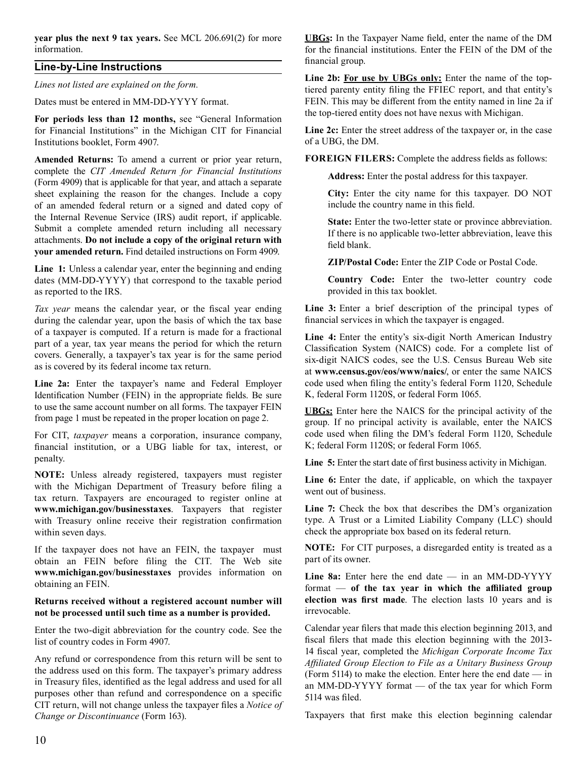**year plus the next 9 tax years.** See MCL 206.691(2) for more information.

## Line-by-Line Instructions

*Lines not listed are explained on the form.*

Dates must be entered in MM-DD-YYYY format.

**For periods less than 12 months,** see "General Information for Financial Institutions" in the Michigan CIT for Financial Institutions booklet, Form 4907.

**Amended Returns:** To amend a current or prior year return, complete the *CIT Amended Return for Financial Institutions* (Form 4909) that is applicable for that year, and attach a separate sheet explaining the reason for the changes. Include a copy of an amended federal return or a signed and dated copy of the Internal Revenue Service (IRS) audit report, if applicable. Submit a complete amended return including all necessary attachments. **Do not include a copy of the original return with your amended return.** Find detailed instructions on Form 4909.

**Line 1:** Unless a calendar year, enter the beginning and ending dates (MM-DD-YYYY) that correspond to the taxable period as reported to the IRS.

*Tax year* means the calendar year, or the fiscal year ending during the calendar year, upon the basis of which the tax base of a taxpayer is computed. If a return is made for a fractional part of a year, tax year means the period for which the return covers. Generally, a taxpayer's tax year is for the same period as is covered by its federal income tax return.

**Line 2a:** Enter the taxpayer's name and Federal Employer Identification Number (FEIN) in the appropriate fields. Be sure to use the same account number on all forms. The taxpayer FEIN from page 1 must be repeated in the proper location on page 2.

For CIT, *taxpayer* means a corporation, insurance company, financial institution, or a UBG liable for tax, interest, or penalty.

**NOTE:** Unless already registered, taxpayers must register with the Michigan Department of Treasury before filing a tax return. Taxpayers are encouraged to register online at **www.michigan.gov/businesstaxes**. Taxpayers that register with Treasury online receive their registration confirmation within seven days.

If the taxpayer does not have an FEIN, the taxpayer must obtain an FEIN before filing the CIT. The Web site **www.michigan.gov/businesstaxes** provides information on obtaining an FEIN.

**Returns received without a registered account number will not be processed until such time as a number is provided.**

Enter the two-digit abbreviation for the country code. See the list of country codes in Form 4907.

Any refund or correspondence from this return will be sent to the address used on this form. The taxpayer's primary address in Treasury files, identified as the legal address and used for all purposes other than refund and correspondence on a specific CIT return, will not change unless the taxpayer files a *Notice of Change or Discontinuance* (Form 163).

**UBGs:** In the Taxpayer Name field, enter the name of the DM for the financial institutions. Enter the FEIN of the DM of the financial group.

**Line 2b: For use by UBGs only:** Enter the name of the top-tiered parenty entity filing the FFIEC report, and that entity's FEIN. This may be different from the entity named in line 2a if the top-tiered entity does not have nexus with Michigan.

**Line 2c:** Enter the street address of the taxpayer or, in the case of a UBG, the DM.

**FOREIGN FILERS:** Complete the address fields as follows:

**Address:** Enter the postal address for this taxpayer.

**City:** Enter the city name for this taxpayer. DO NOT include the country name in this field.

**State:** Enter the two-letter state or province abbreviation. If there is no applicable two-letter abbreviation, leave this field blank.

**ZIP/Postal Code:** Enter the ZIP Code or Postal Code.

**Country Code:** Enter the two-letter country code provided in this tax booklet.

**Line 3:** Enter a brief description of the principal types of financial services in which the taxpayer is engaged.

**Line 4:** Enter the entity's six-digit North American Industry Classification System (NAICS) code. For a complete list of six-digit NAICS codes, see the U.S. Census Bureau Web site at **www.census.gov/eos/www/naics/**, or enter the same NAICS code used when filing the entity's federal Form 1120, Schedule K, federal Form 1120S, or federal Form 1065.

**UBGs:** Enter here the NAICS for the principal activity of the group. If no principal activity is available, enter the NAICS code used when filing the DM's federal Form 1120, Schedule K; federal Form 1120S; or federal Form 1065.

**Line 5:** Enter the start date of first business activity in Michigan.

**Line 6:** Enter the date, if applicable, on which the taxpayer went out of business.

**Line 7:** Check the box that describes the DM's organization type. A Trust or a Limited Liability Company (LLC) should check the appropriate box based on its federal return.

**NOTE:** For CIT purposes, a disregarded entity is treated as a part of its owner.

**Line 8a:** Enter here the end date — in an MM-DD-YYYY format — **of the tax year in which the affiliated group election was first made**. The election lasts 10 years and is irrevocable.

Calendar year filers that made this election beginning 2013, and fiscal filers that made this election beginning with the 2013-14 fiscal year, completed the *Michigan Corporate Income Tax Affiliated Group Election to File as a Unitary Business Group* (Form 5114) to make the election. Enter here the end date — in an MM-DD-YYYY format — of the tax year for which Form 5114 was filed.

Taxpayers that first make this election beginning calendar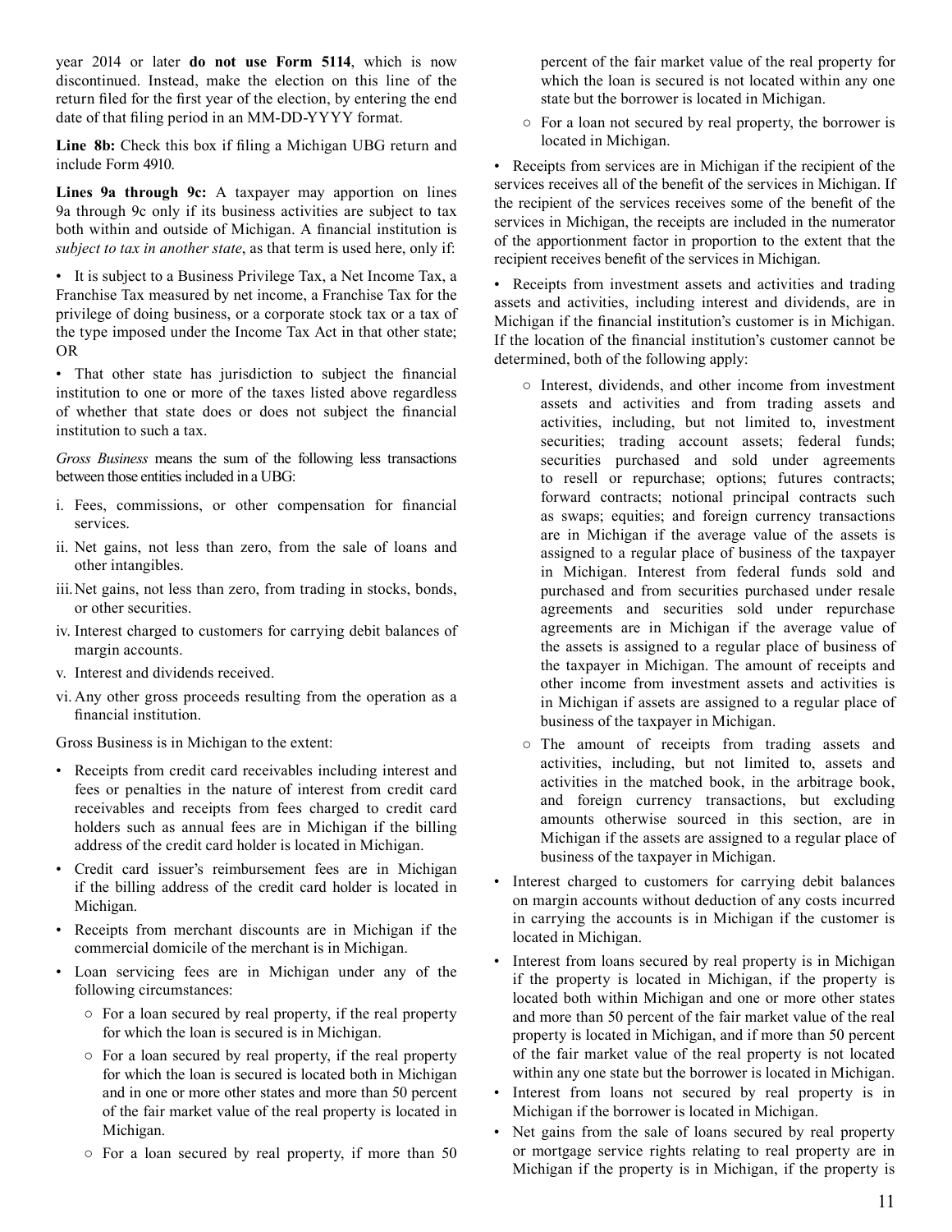year 2014 or later **do not use Form 5114**, which is now discontinued. Instead, make the election on this line of the return filed for the first year of the election, by entering the end date of that filing period in an MM-DD-YYYY format.

**Line 8b:** Check this box if filing a Michigan UBG return and include Form 4910.

**Lines 9a through 9c:** A taxpayer may apportion on lines 9a through 9c only if its business activities are subject to tax both within and outside of Michigan. A financial institution is *subject to tax in another state*, as that term is used here, only if:

- It is subject to a Business Privilege Tax, a Net Income Tax, a Franchise Tax measured by net income, a Franchise Tax for the privilege of doing business, or a corporate stock tax or a tax of the type imposed under the Income Tax Act in that other state; OR
- That other state has jurisdiction to subject the financial institution to one or more of the taxes listed above regardless of whether that state does or does not subject the financial institution to such a tax.

*Gross Business* means the sum of the following less transactions between those entities included in a UBG:

i. Fees, commissions, or other compensation for financial services.
ii. Net gains, not less than zero, from the sale of loans and other intangibles.
iii. Net gains, not less than zero, from trading in stocks, bonds, or other securities.
iv. Interest charged to customers for carrying debit balances of margin accounts.
v. Interest and dividends received.
vi. Any other gross proceeds resulting from the operation as a financial institution.

Gross Business is in Michigan to the extent:

- Receipts from credit card receivables including interest and fees or penalties in the nature of interest from credit card receivables and receipts from fees charged to credit card holders such as annual fees are in Michigan if the billing address of the credit card holder is located in Michigan.
- Credit card issuer's reimbursement fees are in Michigan if the billing address of the credit card holder is located in Michigan.
- Receipts from merchant discounts are in Michigan if the commercial domicile of the merchant is in Michigan.
- Loan servicing fees are in Michigan under any of the following circumstances:
  - For a loan secured by real property, if the real property for which the loan is secured is in Michigan.
  - For a loan secured by real property, if the real property for which the loan is secured is located both in Michigan and in one or more other states and more than 50 percent of the fair market value of the real property is located in Michigan.
  - For a loan secured by real property, if more than 50 percent of the fair market value of the real property for which the loan is secured is not located within any one state but the borrower is located in Michigan.
  - For a loan not secured by real property, the borrower is located in Michigan.
- Receipts from services are in Michigan if the recipient of the services receives all of the benefit of the services in Michigan. If the recipient of the services receives some of the benefit of the services in Michigan, the receipts are included in the numerator of the apportionment factor in proportion to the extent that the recipient receives benefit of the services in Michigan.
- Receipts from investment assets and activities and trading assets and activities, including interest and dividends, are in Michigan if the financial institution's customer is in Michigan. If the location of the financial institution's customer cannot be determined, both of the following apply:
  - Interest, dividends, and other income from investment assets and activities and from trading assets and activities, including, but not limited to, investment securities; trading account assets; federal funds; securities purchased and sold under agreements to resell or repurchase; options; futures contracts; forward contracts; notional principal contracts such as swaps; equities; and foreign currency transactions are in Michigan if the average value of the assets is assigned to a regular place of business of the taxpayer in Michigan. Interest from federal funds sold and purchased and from securities purchased under resale agreements and securities sold under repurchase agreements are in Michigan if the average value of the assets is assigned to a regular place of business of the taxpayer in Michigan. The amount of receipts and other income from investment assets and activities is in Michigan if assets are assigned to a regular place of business of the taxpayer in Michigan.
  - The amount of receipts from trading assets and activities, including, but not limited to, assets and activities in the matched book, in the arbitrage book, and foreign currency transactions, but excluding amounts otherwise sourced in this section, are in Michigan if the assets are assigned to a regular place of business of the taxpayer in Michigan.
- Interest charged to customers for carrying debit balances on margin accounts without deduction of any costs incurred in carrying the accounts is in Michigan if the customer is located in Michigan.
- Interest from loans secured by real property is in Michigan if the property is located in Michigan, if the property is located both within Michigan and one or more other states and more than 50 percent of the fair market value of the real property is located in Michigan, and if more than 50 percent of the fair market value of the real property is not located within any one state but the borrower is located in Michigan.
- Interest from loans not secured by real property is in Michigan if the borrower is located in Michigan.
- Net gains from the sale of loans secured by real property or mortgage service rights relating to real property are in Michigan if the property is in Michigan, if the property is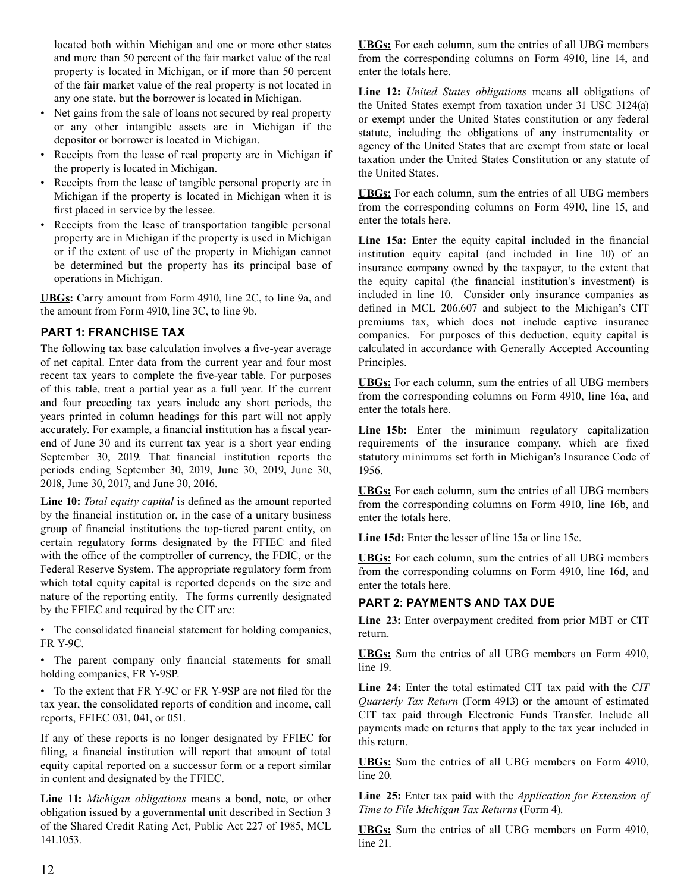located both within Michigan and one or more other states and more than 50 percent of the fair market value of the real property is located in Michigan, or if more than 50 percent of the fair market value of the real property is not located in any one state, but the borrower is located in Michigan.

- Net gains from the sale of loans not secured by real property or any other intangible assets are in Michigan if the depositor or borrower is located in Michigan.
- Receipts from the lease of real property are in Michigan if the property is located in Michigan.
- Receipts from the lease of tangible personal property are in Michigan if the property is located in Michigan when it is first placed in service by the lessee.
- Receipts from the lease of transportation tangible personal property are in Michigan if the property is used in Michigan or if the extent of use of the property in Michigan cannot be determined but the property has its principal base of operations in Michigan.

**UBGs:** Carry amount from Form 4910, line 2C, to line 9a, and the amount from Form 4910, line 3C, to line 9b.

## PART 1: FRANCHISE TAX

The following tax base calculation involves a five-year average of net capital. Enter data from the current year and four most recent tax years to complete the five-year table. For purposes of this table, treat a partial year as a full year. If the current and four preceding tax years include any short periods, the years printed in column headings for this part will not apply accurately. For example, a financial institution has a fiscal year-end of June 30 and its current tax year is a short year ending September 30, 2019. That financial institution reports the periods ending September 30, 2019, June 30, 2019, June 30, 2018, June 30, 2017, and June 30, 2016.

**Line 10:** *Total equity capital* is defined as the amount reported by the financial institution or, in the case of a unitary business group of financial institutions the top-tiered parent entity, on certain regulatory forms designated by the FFIEC and filed with the office of the comptroller of currency, the FDIC, or the Federal Reserve System. The appropriate regulatory form from which total equity capital is reported depends on the size and nature of the reporting entity. The forms currently designated by the FFIEC and required by the CIT are:

- The consolidated financial statement for holding companies, FR Y-9C.
- The parent company only financial statements for small holding companies, FR Y-9SP.
- To the extent that FR Y-9C or FR Y-9SP are not filed for the tax year, the consolidated reports of condition and income, call reports, FFIEC 031, 041, or 051.

If any of these reports is no longer designated by FFIEC for filing, a financial institution will report that amount of total equity capital reported on a successor form or a report similar in content and designated by the FFIEC.

**Line 11:** *Michigan obligations* means a bond, note, or other obligation issued by a governmental unit described in Section 3 of the Shared Credit Rating Act, Public Act 227 of 1985, MCL 141.1053.

**UBGs:** For each column, sum the entries of all UBG members from the corresponding columns on Form 4910, line 14, and enter the totals here.

**Line 12:** *United States obligations* means all obligations of the United States exempt from taxation under 31 USC 3124(a) or exempt under the United States constitution or any federal statute, including the obligations of any instrumentality or agency of the United States that are exempt from state or local taxation under the United States Constitution or any statute of the United States.

**UBGs:** For each column, sum the entries of all UBG members from the corresponding columns on Form 4910, line 15, and enter the totals here.

**Line 15a:** Enter the equity capital included in the financial institution equity capital (and included in line 10) of an insurance company owned by the taxpayer, to the extent that the equity capital (the financial institution's investment) is included in line 10. Consider only insurance companies as defined in MCL 206.607 and subject to the Michigan's CIT premiums tax, which does not include captive insurance companies. For purposes of this deduction, equity capital is calculated in accordance with Generally Accepted Accounting Principles.

**UBGs:** For each column, sum the entries of all UBG members from the corresponding columns on Form 4910, line 16a, and enter the totals here.

**Line 15b:** Enter the minimum regulatory capitalization requirements of the insurance company, which are fixed statutory minimums set forth in Michigan's Insurance Code of 1956.

**UBGs:** For each column, sum the entries of all UBG members from the corresponding columns on Form 4910, line 16b, and enter the totals here.

**Line 15d:** Enter the lesser of line 15a or line 15c.

**UBGs:** For each column, sum the entries of all UBG members from the corresponding columns on Form 4910, line 16d, and enter the totals here.

## PART 2: PAYMENTS AND TAX DUE

**Line 23:** Enter overpayment credited from prior MBT or CIT return.

**UBGs:** Sum the entries of all UBG members on Form 4910, line 19.

**Line 24:** Enter the total estimated CIT tax paid with the *CIT Quarterly Tax Return* (Form 4913) or the amount of estimated CIT tax paid through Electronic Funds Transfer. Include all payments made on returns that apply to the tax year included in this return.

**UBGs:** Sum the entries of all UBG members on Form 4910, line 20.

**Line 25:** Enter tax paid with the *Application for Extension of Time to File Michigan Tax Returns* (Form 4).

**UBGs:** Sum the entries of all UBG members on Form 4910, line 21.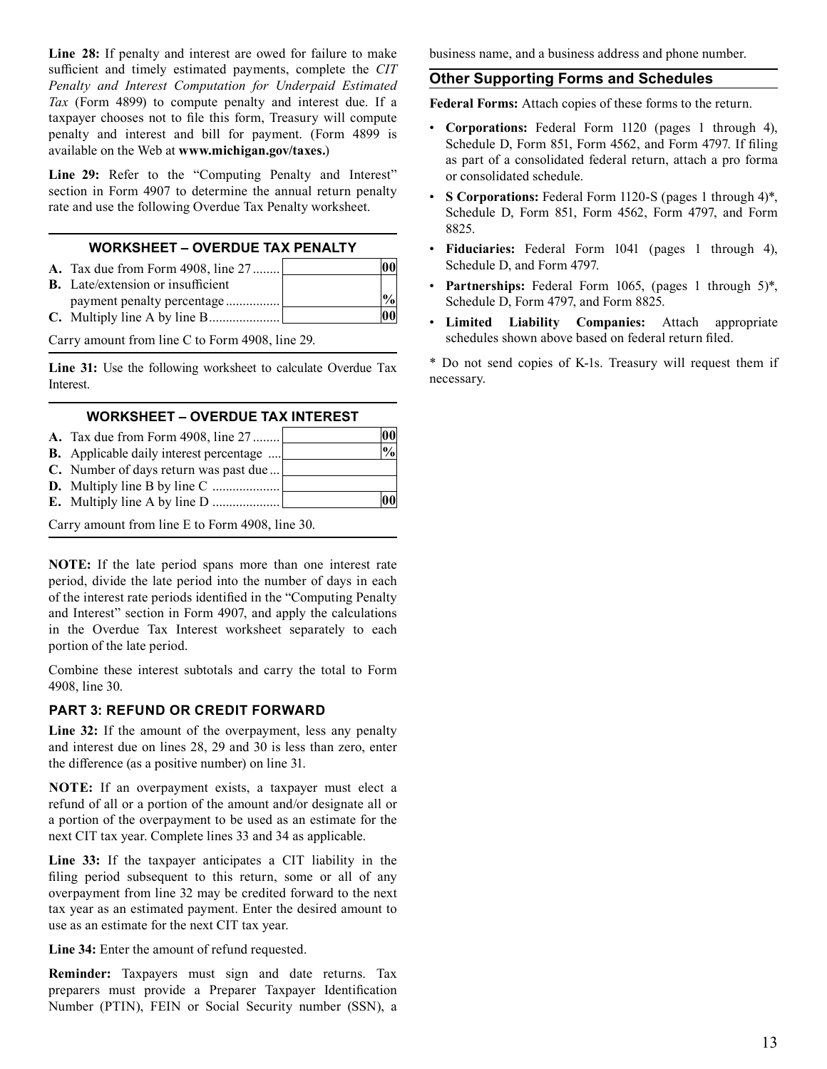**Line 28:** If penalty and interest are owed for failure to make sufficient and timely estimated payments, complete the *CIT Penalty and Interest Computation for Underpaid Estimated Tax* (Form 4899) to compute penalty and interest due. If a taxpayer chooses not to file this form, Treasury will compute penalty and interest and bill for payment. (Form 4899 is available on the Web at **www.michigan.gov/taxes.**)

**Line 29:** Refer to the "Computing Penalty and Interest" section in Form 4907 to determine the annual return penalty rate and use the following Overdue Tax Penalty worksheet.

### WORKSHEET – OVERDUE TAX PENALTY

| | | |
|---|---|---|
| **A.** Tax due from Form 4908, line 27 | | 00 |
| **B.** Late/extension or insufficient payment penalty percentage | | % |
| **C.** Multiply line A by line B | | 00 |

Carry amount from line C to Form 4908, line 29.

**Line 31:** Use the following worksheet to calculate Overdue Tax Interest.

### WORKSHEET – OVERDUE TAX INTEREST

| | | |
|---|---|---|
| **A.** Tax due from Form 4908, line 27 | | 00 |
| **B.** Applicable daily interest percentage | | % |
| **C.** Number of days return was past due | | |
| **D.** Multiply line B by line C | | |
| **E.** Multiply line A by line D | | 00 |

Carry amount from line E to Form 4908, line 30.

**NOTE:** If the late period spans more than one interest rate period, divide the late period into the number of days in each of the interest rate periods identified in the "Computing Penalty and Interest" section in Form 4907, and apply the calculations in the Overdue Tax Interest worksheet separately to each portion of the late period.

Combine these interest subtotals and carry the total to Form 4908, line 30.

### PART 3: REFUND OR CREDIT FORWARD

**Line 32:** If the amount of the overpayment, less any penalty and interest due on lines 28, 29 and 30 is less than zero, enter the difference (as a positive number) on line 31.

**NOTE:** If an overpayment exists, a taxpayer must elect a refund of all or a portion of the amount and/or designate all or a portion of the overpayment to be used as an estimate for the next CIT tax year. Complete lines 33 and 34 as applicable.

**Line 33:** If the taxpayer anticipates a CIT liability in the filing period subsequent to this return, some or all of any overpayment from line 32 may be credited forward to the next tax year as an estimated payment. Enter the desired amount to use as an estimate for the next CIT tax year.

**Line 34:** Enter the amount of refund requested.

**Reminder:** Taxpayers must sign and date returns. Tax preparers must provide a Preparer Taxpayer Identification Number (PTIN), FEIN or Social Security number (SSN), a business name, and a business address and phone number.

## Other Supporting Forms and Schedules

**Federal Forms:** Attach copies of these forms to the return.

- **Corporations:** Federal Form 1120 (pages 1 through 4), Schedule D, Form 851, Form 4562, and Form 4797. If filing as part of a consolidated federal return, attach a pro forma or consolidated schedule.
- **S Corporations:** Federal Form 1120-S (pages 1 through 4)*, Schedule D, Form 851, Form 4562, Form 4797, and Form 8825.
- **Fiduciaries:** Federal Form 1041 (pages 1 through 4), Schedule D, and Form 4797.
- **Partnerships:** Federal Form 1065, (pages 1 through 5)*, Schedule D, Form 4797, and Form 8825.
- **Limited Liability Companies:** Attach appropriate schedules shown above based on federal return filed.

* Do not send copies of K-1s. Treasury will request them if necessary.